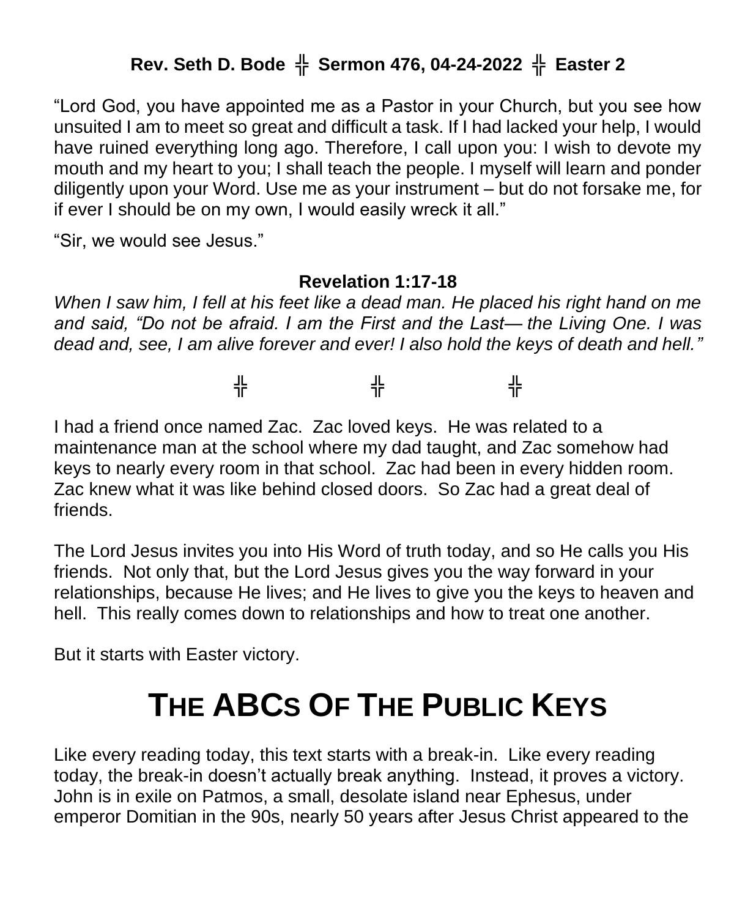**Rev. Seth D. Bode ╬ Sermon 476, 04-24-2022 ╬ Easter 2**

"Lord God, you have appointed me as a Pastor in your Church, but you see how unsuited I am to meet so great and difficult a task. If I had lacked your help, I would have ruined everything long ago. Therefore, I call upon you: I wish to devote my mouth and my heart to you; I shall teach the people. I myself will learn and ponder diligently upon your Word. Use me as your instrument – but do not forsake me, for if ever I should be on my own, I would easily wreck it all."

"Sir, we would see Jesus."

**Revelation 1:17-18**

*When I saw him, I fell at his feet like a dead man. He placed his right hand on me and said, "Do not be afraid. I am the First and the Last— the Living One. I was dead and, see, I am alive forever and ever! I also hold the keys of death and hell."*

╬ ╬ ╬

I had a friend once named Zac. Zac loved keys. He was related to a maintenance man at the school where my dad taught, and Zac somehow had keys to nearly every room in that school. Zac had been in every hidden room. Zac knew what it was like behind closed doors. So Zac had a great deal of friends.

The Lord Jesus invites you into His Word of truth today, and so He calls you His friends. Not only that, but the Lord Jesus gives you the way forward in your relationships, because He lives; and He lives to give you the keys to heaven and hell. This really comes down to relationships and how to treat one another.

But it starts with Easter victory.

# THE ABCs OF THE PUBLIC KEYS

Like every reading today, this text starts with a break-in. Like every reading today, the break-in doesn't actually break anything. Instead, it proves a victory. John is in exile on Patmos, a small, desolate island near Ephesus, under emperor Domitian in the 90s, nearly 50 years after Jesus Christ appeared to the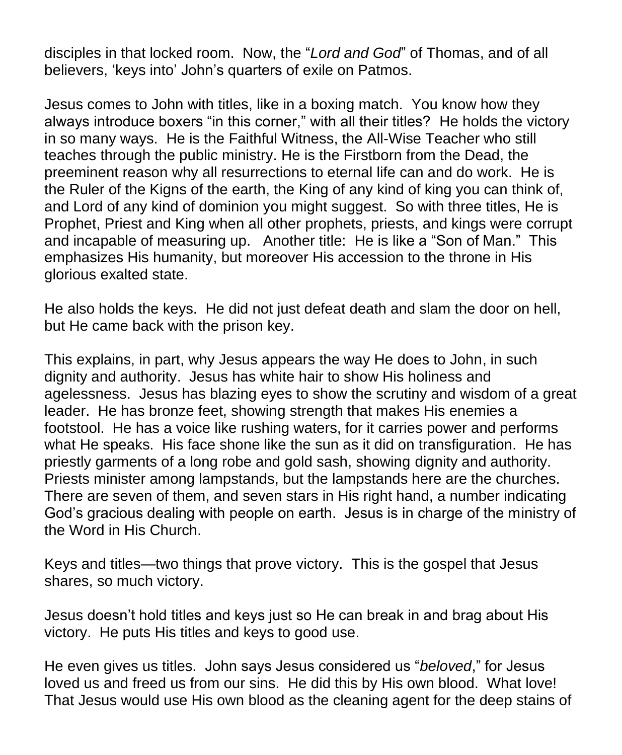disciples in that locked room. Now, the "*Lord and God*" of Thomas, and of all believers, 'keys into' John's quarters of exile on Patmos.

Jesus comes to John with titles, like in a boxing match. You know how they always introduce boxers "in this corner," with all their titles? He holds the victory in so many ways. He is the Faithful Witness, the All-Wise Teacher who still teaches through the public ministry. He is the Firstborn from the Dead, the preeminent reason why all resurrections to eternal life can and do work. He is the Ruler of the Kigns of the earth, the King of any kind of king you can think of, and Lord of any kind of dominion you might suggest. So with three titles, He is Prophet, Priest and King when all other prophets, priests, and kings were corrupt and incapable of measuring up. Another title: He is like a "Son of Man." This emphasizes His humanity, but moreover His accession to the throne in His glorious exalted state.

He also holds the keys. He did not just defeat death and slam the door on hell, but He came back with the prison key.

This explains, in part, why Jesus appears the way He does to John, in such dignity and authority. Jesus has white hair to show His holiness and agelessness. Jesus has blazing eyes to show the scrutiny and wisdom of a great leader. He has bronze feet, showing strength that makes His enemies a footstool. He has a voice like rushing waters, for it carries power and performs what He speaks. His face shone like the sun as it did on transfiguration. He has priestly garments of a long robe and gold sash, showing dignity and authority. Priests minister among lampstands, but the lampstands here are the churches. There are seven of them, and seven stars in His right hand, a number indicating God's gracious dealing with people on earth. Jesus is in charge of the ministry of the Word in His Church.

Keys and titles—two things that prove victory. This is the gospel that Jesus shares, so much victory.

Jesus doesn't hold titles and keys just so He can break in and brag about His victory. He puts His titles and keys to good use.

He even gives us titles. John says Jesus considered us "*beloved*," for Jesus loved us and freed us from our sins. He did this by His own blood. What love! That Jesus would use His own blood as the cleaning agent for the deep stains of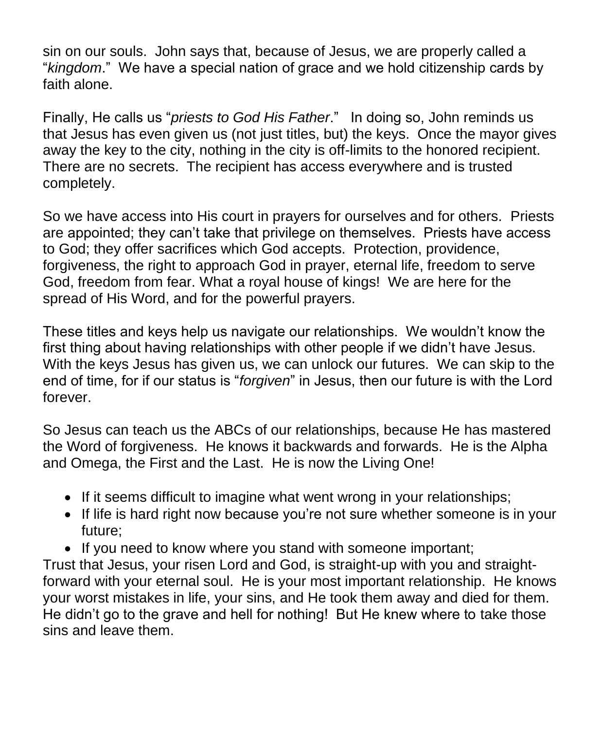sin on our souls. John says that, because of Jesus, we are properly called a "*kingdom*." We have a special nation of grace and we hold citizenship cards by faith alone.

Finally, He calls us "*priests to God His Father*." In doing so, John reminds us that Jesus has even given us (not just titles, but) the keys. Once the mayor gives away the key to the city, nothing in the city is off-limits to the honored recipient. There are no secrets. The recipient has access everywhere and is trusted completely.

So we have access into His court in prayers for ourselves and for others. Priests are appointed; they can't take that privilege on themselves. Priests have access to God; they offer sacrifices which God accepts. Protection, providence, forgiveness, the right to approach God in prayer, eternal life, freedom to serve God, freedom from fear. What a royal house of kings! We are here for the spread of His Word, and for the powerful prayers.

These titles and keys help us navigate our relationships. We wouldn't know the first thing about having relationships with other people if we didn't have Jesus. With the keys Jesus has given us, we can unlock our futures. We can skip to the end of time, for if our status is "*forgiven*" in Jesus, then our future is with the Lord forever.

So Jesus can teach us the ABCs of our relationships, because He has mastered the Word of forgiveness. He knows it backwards and forwards. He is the Alpha and Omega, the First and the Last. He is now the Living One!

- If it seems difficult to imagine what went wrong in your relationships;
- If life is hard right now because you're not sure whether someone is in your future;
- If you need to know where you stand with someone important;

Trust that Jesus, your risen Lord and God, is straight-up with you and straight-forward with your eternal soul. He is your most important relationship. He knows your worst mistakes in life, your sins, and He took them away and died for them. He didn't go to the grave and hell for nothing! But He knew where to take those sins and leave them.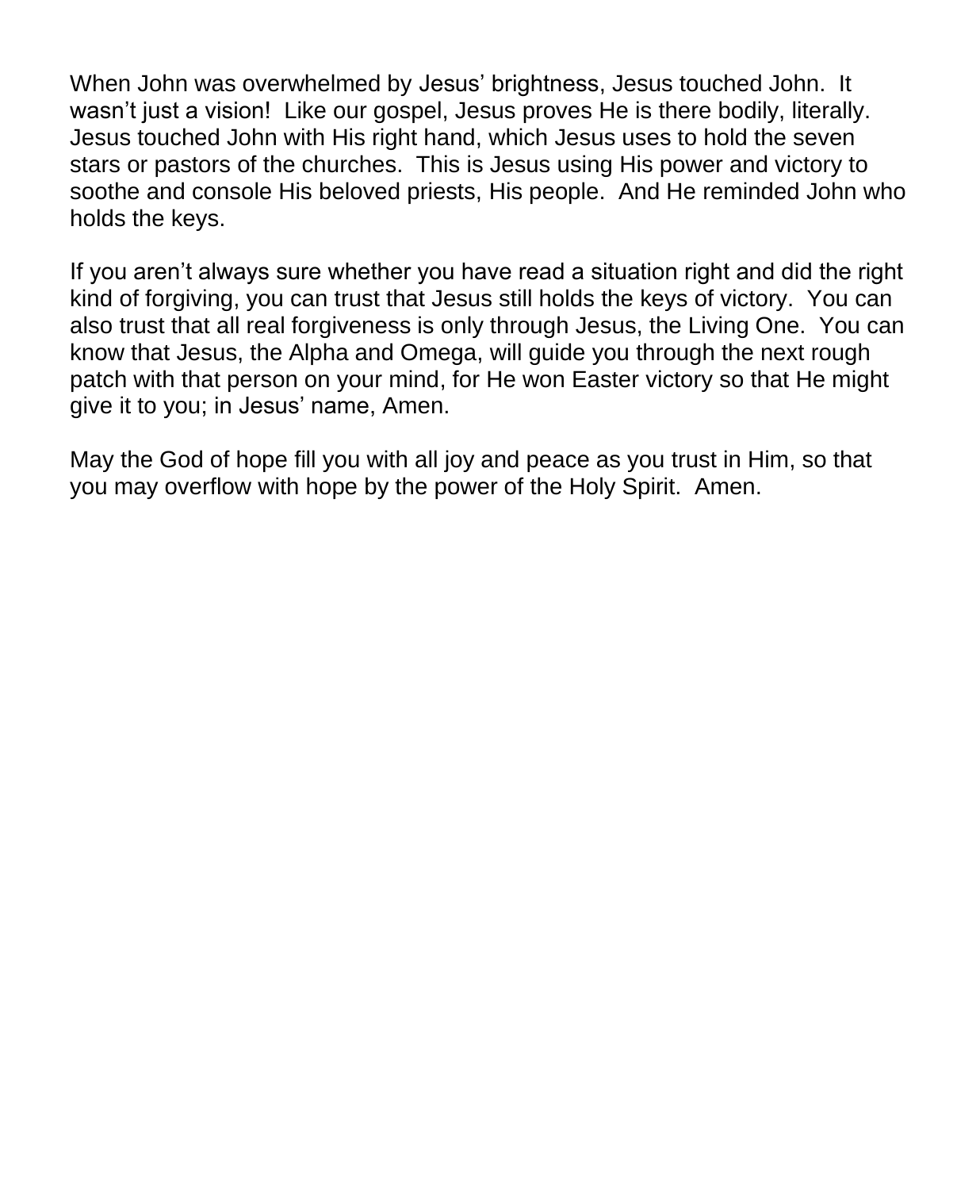When John was overwhelmed by Jesus' brightness, Jesus touched John. It wasn't just a vision! Like our gospel, Jesus proves He is there bodily, literally. Jesus touched John with His right hand, which Jesus uses to hold the seven stars or pastors of the churches. This is Jesus using His power and victory to soothe and console His beloved priests, His people. And He reminded John who holds the keys.

If you aren't always sure whether you have read a situation right and did the right kind of forgiving, you can trust that Jesus still holds the keys of victory. You can also trust that all real forgiveness is only through Jesus, the Living One. You can know that Jesus, the Alpha and Omega, will guide you through the next rough patch with that person on your mind, for He won Easter victory so that He might give it to you; in Jesus' name, Amen.

May the God of hope fill you with all joy and peace as you trust in Him, so that you may overflow with hope by the power of the Holy Spirit. Amen.